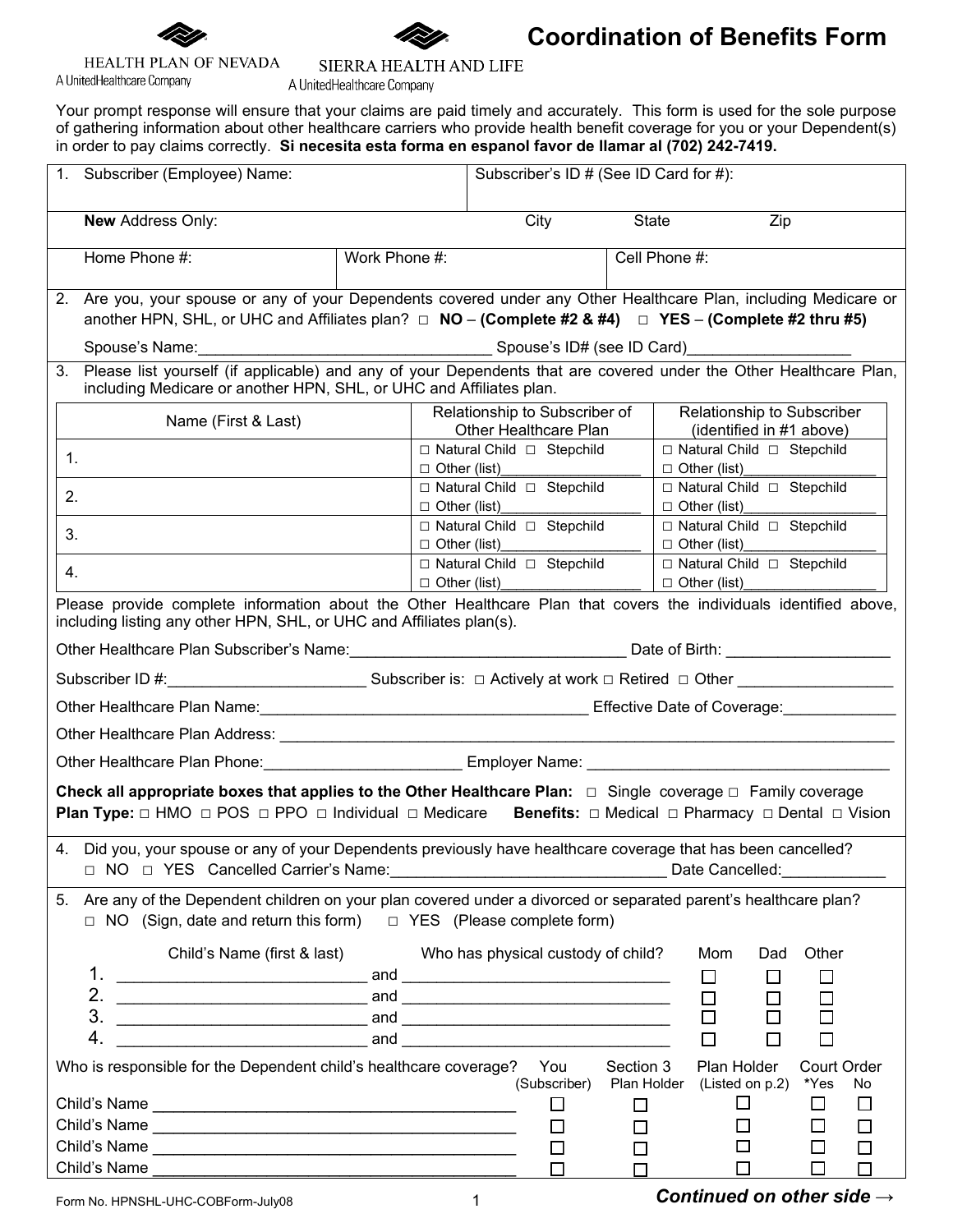HEALTH PLAN OF NEVADA
A UnitedHealthcare Company

SIERRA HEALTH AND LIFE
A UnitedHealthcare Company

# Coordination of Benefits Form

Your prompt response will ensure that your claims are paid timely and accurately. This form is used for the sole purpose of gathering information about other healthcare carriers who provide health benefit coverage for you or your Dependent(s) in order to pay claims correctly. **Si necesita esta forma en espanol favor de llamar al (702) 242-7419.**

1. Subscriber (Employee) Name: | Subscriber's ID # (See ID Card for #):

**New** Address Only: | City | State | Zip

Home Phone #: | Work Phone #: | Cell Phone #:

2. Are you, your spouse or any of your Dependents covered under any Other Healthcare Plan, including Medicare or another HPN, SHL, or UHC and Affiliates plan? □ NO – **(Complete #2 & #4)** □ YES – **(Complete #2 thru #5)**

Spouse's Name:_________________________________ Spouse's ID# (see ID Card)__________________

3. Please list yourself (if applicable) and any of your Dependents that are covered under the Other Healthcare Plan, including Medicare or another HPN, SHL, or UHC and Affiliates plan.

| Name (First & Last) | Relationship to Subscriber of Other Healthcare Plan | Relationship to Subscriber (identified in #1 above) |
|---|---|---|
| 1. | □ Natural Child □ Stepchild □ Other (list)__________________ | □ Natural Child □ Stepchild □ Other (list)________________ |
| 2. | □ Natural Child □ Stepchild □ Other (list)__________________ | □ Natural Child □ Stepchild □ Other (list)________________ |
| 3. | □ Natural Child □ Stepchild □ Other (list)__________________ | □ Natural Child □ Stepchild □ Other (list)________________ |
| 4. | □ Natural Child □ Stepchild □ Other (list)__________________ | □ Natural Child □ Stepchild □ Other (list)________________ |

Please provide complete information about the Other Healthcare Plan that covers the individuals identified above, including listing any other HPN, SHL, or UHC and Affiliates plan(s).

Other Healthcare Plan Subscriber's Name:_______________________________ Date of Birth: __________________

Subscriber ID #:______________________ Subscriber is: □ Actively at work □ Retired □ Other _________________

Other Healthcare Plan Name:_____________________________________ Effective Date of Coverage:_____________

Other Healthcare Plan Address: ___________________________________________________________________

Other Healthcare Plan Phone:______________________ Employer Name: __________________________________

**Check all appropriate boxes that applies to the Other Healthcare Plan:** □ Single coverage □ Family coverage

**Plan Type:** □ HMO □ POS □ PPO □ Individual □ Medicare **Benefits:** □ Medical □ Pharmacy □ Dental □ Vision

4. Did you, your spouse or any of your Dependents previously have healthcare coverage that has been cancelled?
□ NO □ YES Cancelled Carrier's Name:_______________________________ Date Cancelled:___________

5. Are any of the Dependent children on your plan covered under a divorced or separated parent's healthcare plan?
□ NO (Sign, date and return this form) □ YES (Please complete form)

| | Child's Name (first & last) | | Who has physical custody of child? | Mom | Dad | Other |
|---|---|---|---|---|---|---|
| 1. | ____________________________ | and | ______________________________ | □ | □ | □ |
| 2. | ____________________________ | and | ______________________________ | □ | □ | □ |
| 3. | ____________________________ | and | ______________________________ | □ | □ | □ |
| 4. | ____________________________ | and | ______________________________ | □ | □ | □ |

| Who is responsible for the Dependent child's healthcare coverage? | You (Subscriber) | Section 3 Plan Holder | Plan Holder (Listed on p.2) | Court Order *Yes | Court Order No |
|---|---|---|---|---|---|
| Child's Name ________________________________________ | □ | □ | □ | □ | □ |
| Child's Name ________________________________________ | □ | □ | □ | □ | □ |
| Child's Name ________________________________________ | □ | □ | □ | □ | □ |
| Child's Name ________________________________________ | □ | □ | □ | □ | □ |

Form No. HPNSHL-UHC-COBForm-July08

***Continued on other side →***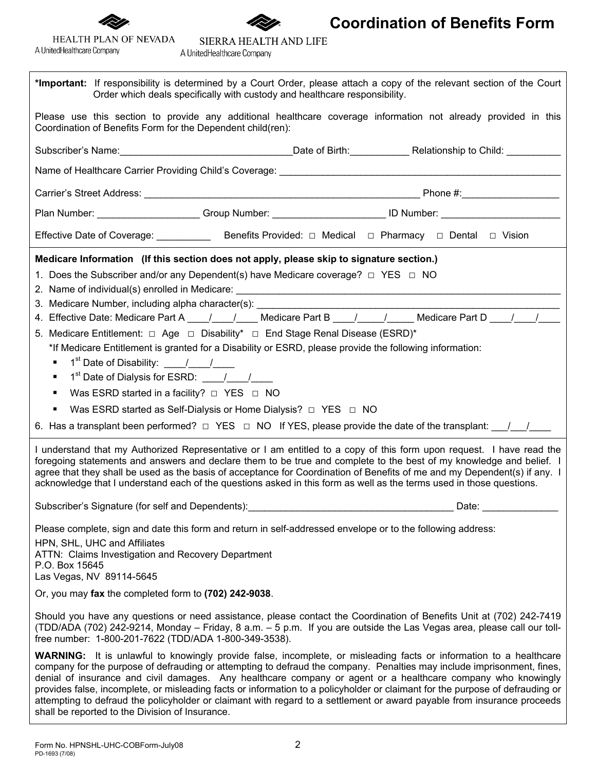HEALTH PLAN OF NEVADA
A UnitedHealthcare Company

SIERRA HEALTH AND LIFE
A UnitedHealthcare Company

# Coordination of Benefits Form

***Important:** If responsibility is determined by a Court Order, please attach a copy of the relevant section of the Court Order which deals specifically with custody and healthcare responsibility.

Please use this section to provide any additional healthcare coverage information not already provided in this Coordination of Benefits Form for the Dependent child(ren):

Subscriber's Name:_______________________________Date of Birth:___________ Relationship to Child: __________

Name of Healthcare Carrier Providing Child's Coverage: ____________________________________________________

Carrier's Street Address: ____________________________________________________ Phone #:_________________

Plan Number: ___________________ Group Number: ____________________ ID Number: _____________________

Effective Date of Coverage: __________ Benefits Provided: □ Medical □ Pharmacy □ Dental □ Vision

**Medicare Information (If this section does not apply, please skip to signature section.)**

1. Does the Subscriber and/or any Dependent(s) have Medicare coverage? □ YES □ NO
2. Name of individual(s) enrolled in Medicare: ___________________________________________________________
3. Medicare Number, including alpha character(s): _______________________________________________________
4. Effective Date: Medicare Part A ____/____/____ Medicare Part B ____/_____/_____ Medicare Part D ____/____/____
5. Medicare Entitlement: □ Age □ Disability* □ End Stage Renal Disease (ESRD)*

   *If Medicare Entitlement is granted for a Disability or ESRD, please provide the following information:

   - 1st Date of Disability: ____/____/____
   - 1st Date of Dialysis for ESRD: ____/____/____
   - Was ESRD started in a facility? □ YES □ NO
   - Was ESRD started as Self-Dialysis or Home Dialysis? □ YES □ NO
6. Has a transplant been performed? □ YES □ NO If YES, please provide the date of the transplant: ___/___/____

I understand that my Authorized Representative or I am entitled to a copy of this form upon request. I have read the foregoing statements and answers and declare them to be true and complete to the best of my knowledge and belief. I agree that they shall be used as the basis of acceptance for Coordination of Benefits of me and my Dependent(s) if any. I acknowledge that I understand each of the questions asked in this form as well as the terms used in those questions.

Subscriber's Signature (for self and Dependents):______________________________________ Date: ______________

Please complete, sign and date this form and return in self-addressed envelope or to the following address:

HPN, SHL, UHC and Affiliates
ATTN: Claims Investigation and Recovery Department
P.O. Box 15645
Las Vegas, NV 89114-5645

Or, you may **fax** the completed form to **(702) 242-9038**.

Should you have any questions or need assistance, please contact the Coordination of Benefits Unit at (702) 242-7419 (TDD/ADA (702) 242-9214, Monday – Friday, 8 a.m. – 5 p.m. If you are outside the Las Vegas area, please call our toll-free number: 1-800-201-7622 (TDD/ADA 1-800-349-3538).

**WARNING:** It is unlawful to knowingly provide false, incomplete, or misleading facts or information to a healthcare company for the purpose of defrauding or attempting to defraud the company. Penalties may include imprisonment, fines, denial of insurance and civil damages. Any healthcare company or agent or a healthcare company who knowingly provides false, incomplete, or misleading facts or information to a policyholder or claimant for the purpose of defrauding or attempting to defraud the policyholder or claimant with regard to a settlement or award payable from insurance proceeds shall be reported to the Division of Insurance.

Form No. HPNSHL-UHC-COBForm-July08
PD-1693 (7/08)